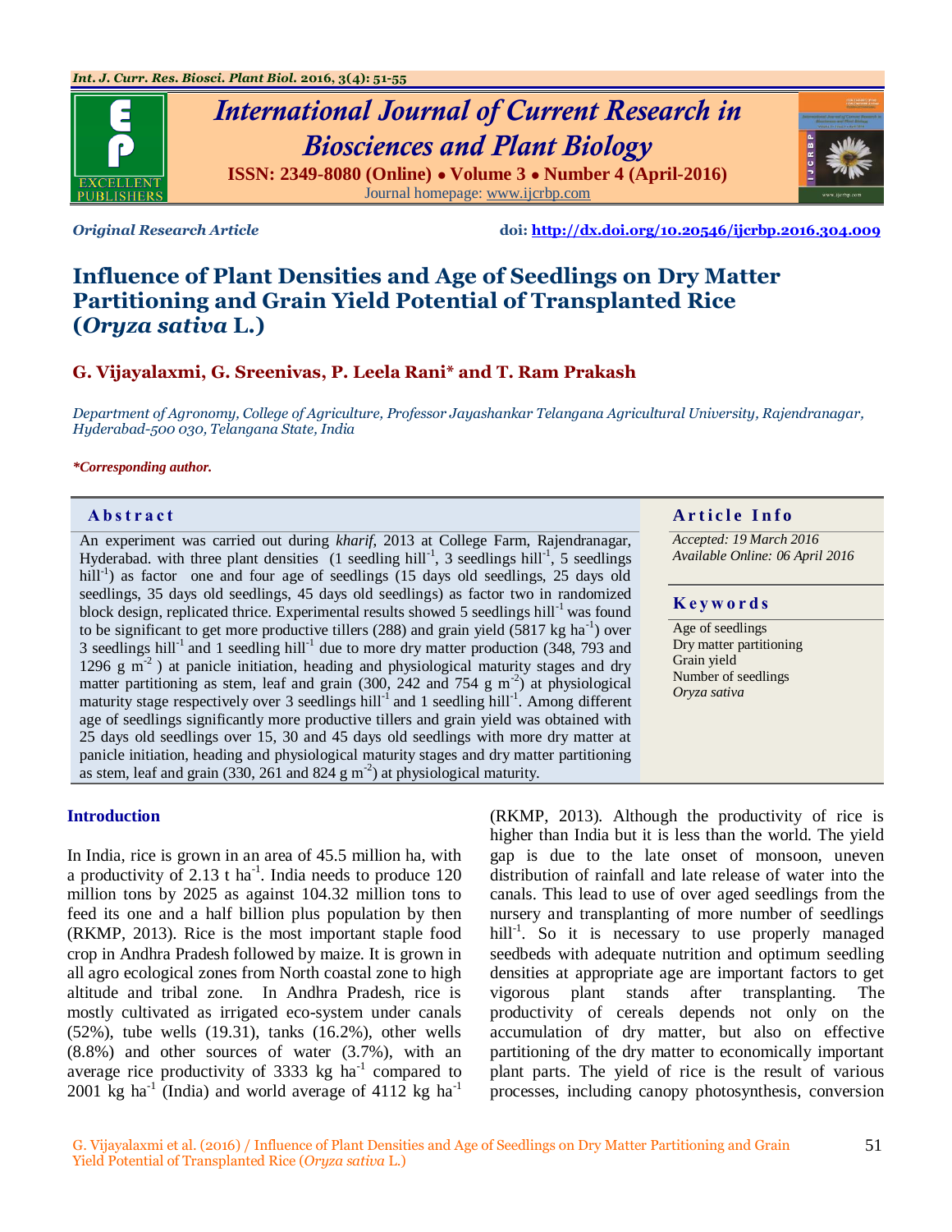*Original Research Article*

doi: http://dx.doi.org/10.20546/ijcrbp.2016.304.009

# Influence of Plant Densities and Age of Seedlings on Dry Matter Partitioning and Grain Yield Potential of Transplanted Rice (*Oryza sativa* L.)

**G. Vijayalaxmi, G. Sreenivas, P. Leela Rani* and T. Ram Prakash**

*Department of Agronomy, College of Agriculture, Professor Jayashankar Telangana Agricultural University, Rajendranagar, Hyderabad-500 030, Telangana State, India*

***Corresponding author.**

## Abstract

An experiment was carried out during *kharif*, 2013 at College Farm, Rajendranagar, Hyderabad. with three plant densities (1 seedling hill$^{-1}$, 3 seedlings hill$^{-1}$, 5 seedlings hill$^{-1}$) as factor one and four age of seedlings (15 days old seedlings, 25 days old seedlings, 35 days old seedlings, 45 days old seedlings) as factor two in randomized block design, replicated thrice. Experimental results showed 5 seedlings hill$^{-1}$ was found to be significant to get more productive tillers (288) and grain yield (5817 kg ha$^{-1}$) over 3 seedlings hill$^{-1}$ and 1 seedling hill$^{-1}$ due to more dry matter production (348, 793 and 1296 g m$^{-2}$ ) at panicle initiation, heading and physiological maturity stages and dry matter partitioning as stem, leaf and grain (300, 242 and 754 g m$^{-2}$) at physiological maturity stage respectively over 3 seedlings hill$^{-1}$ and 1 seedling hill$^{-1}$. Among different age of seedlings significantly more productive tillers and grain yield was obtained with 25 days old seedlings over 15, 30 and 45 days old seedlings with more dry matter at panicle initiation, heading and physiological maturity stages and dry matter partitioning as stem, leaf and grain (330, 261 and 824 g m$^{-2}$) at physiological maturity.

## Article Info

*Accepted: 19 March 2016*
*Available Online: 06 April 2016*

## Keywords

Ages of seedlings
Dry matter partitioning
Grain yield
Number of seedlings
*Oryza sativa*

## Introduction

In India, rice is grown in an area of 45.5 million ha, with a productivity of 2.13 t ha$^{-1}$. India needs to produce 120 million tons by 2025 as against 104.32 million tons to feed its one and a half billion plus population by then (RKMP, 2013). Rice is the most important staple food crop in Andhra Pradesh followed by maize. It is grown in all agro ecological zones from North coastal zone to high altitude and tribal zone. In Andhra Pradesh, rice is mostly cultivated as irrigated eco-system under canals (52%), tube wells (19.31), tanks (16.2%), other wells (8.8%) and other sources of water (3.7%), with an average rice productivity of 3333 kg ha$^{-1}$ compared to 2001 kg ha$^{-1}$ (India) and world average of 4112 kg ha$^{-1}$ (RKMP, 2013). Although the productivity of rice is higher than India but it is less than the world. The yield gap is due to the late onset of monsoon, uneven distribution of rainfall and late release of water into the canals. This lead to use of over aged seedlings from the nursery and transplanting of more number of seedlings hill$^{-1}$. So it is necessary to use properly managed seedbeds with adequate nutrition and optimum seedling densities at appropriate age are important factors to get vigorous plant stands after transplanting. The productivity of cereals depends not only on the accumulation of dry matter, but also on effective partitioning of the dry matter to economically important plant parts. The yield of rice is the result of various processes, including canopy photosynthesis, conversion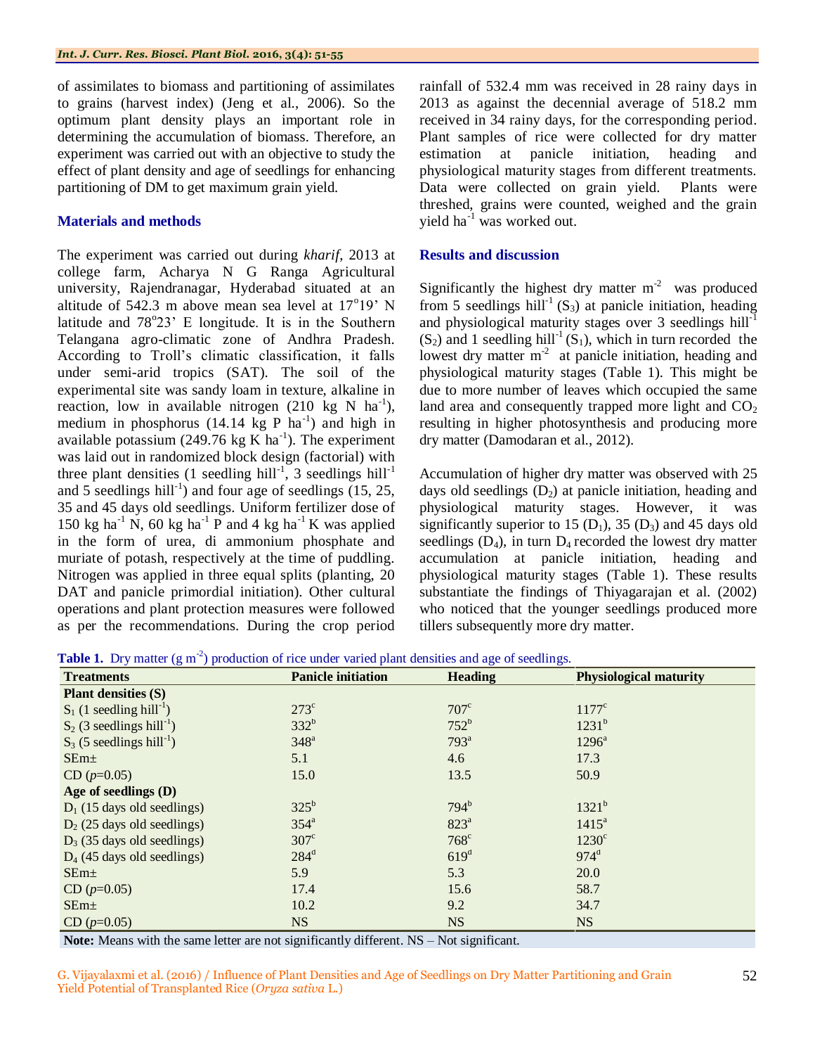of assimilates to biomass and partitioning of assimilates to grains (harvest index) (Jeng et al., 2006). So the optimum plant density plays an important role in determining the accumulation of biomass. Therefore, an experiment was carried out with an objective to study the effect of plant density and age of seedlings for enhancing partitioning of DM to get maximum grain yield.

## Materials and methods

The experiment was carried out during *kharif*, 2013 at college farm, Acharya N G Ranga Agricultural university, Rajendranagar, Hyderabad situated at an altitude of 542.3 m above mean sea level at 17°19' N latitude and 78°23' E longitude. It is in the Southern Telangana agro-climatic zone of Andhra Pradesh. According to Troll's climatic classification, it falls under semi-arid tropics (SAT). The soil of the experimental site was sandy loam in texture, alkaline in reaction, low in available nitrogen (210 kg N ha$^{-1}$), medium in phosphorus (14.14 kg P ha$^{-1}$) and high in available potassium (249.76 kg K ha$^{-1}$). The experiment was laid out in randomized block design (factorial) with three plant densities (1 seedling hill$^{-1}$, 3 seedlings hill$^{-1}$ and 5 seedlings hill$^{-1}$) and four age of seedlings (15, 25, 35 and 45 days old seedlings. Uniform fertilizer dose of 150 kg ha$^{-1}$ N, 60 kg ha$^{-1}$ P and 4 kg ha$^{-1}$ K was applied in the form of urea, di ammonium phosphate and muriate of potash, respectively at the time of puddling. Nitrogen was applied in three equal splits (planting, 20 DAT and panicle primordial initiation). Other cultural operations and plant protection measures were followed as per the recommendations. During the crop period rainfall of 532.4 mm was received in 28 rainy days in 2013 as against the decennial average of 518.2 mm received in 34 rainy days, for the corresponding period. Plant samples of rice were collected for dry matter estimation at panicle initiation, heading and physiological maturity stages from different treatments. Data were collected on grain yield. Plants were threshed, grains were counted, weighed and the grain yield ha$^{-1}$ was worked out.

## Results and discussion

Significantly the highest dry matter m$^{-2}$ was produced from 5 seedlings hill$^{-1}$ ($S_3$) at panicle initiation, heading and physiological maturity stages over 3 seedlings hill$^{-1}$ ($S_2$) and 1 seedling hill$^{-1}$ ($S_1$), which in turn recorded the lowest dry matter m$^{-2}$ at panicle initiation, heading and physiological maturity stages (Table 1). This might be due to more number of leaves which occupied the same land area and consequently trapped more light and $CO_2$ resulting in higher photosynthesis and producing more dry matter (Damodaran et al., 2012).

Accumulation of higher dry matter was observed with 25 days old seedlings ($D_2$) at panicle initiation, heading and physiological maturity stages. However, it was significantly superior to 15 ($D_1$), 35 ($D_3$) and 45 days old seedlings ($D_4$), in turn $D_4$ recorded the lowest dry matter accumulation at panicle initiation, heading and physiological maturity stages (Table 1). These results substantiate the findings of Thiyagarajan et al. (2002) who noticed that the younger seedlings produced more tillers subsequently more dry matter.

**Table 1.** Dry matter (g m$^{-2}$) production of rice under varied plant densities and age of seedlings.

| Treatments | Panicle initiation | Heading | Physiological maturity |
|---|---|---|---|
| **Plant densities (S)** | | | |
| $S_1$ (1 seedling hill$^{-1}$) | 273$^{c}$ | 707$^{c}$ | 1177$^{c}$ |
| $S_2$ (3 seedlings hill$^{-1}$) | 332$^{b}$ | 752$^{b}$ | 1231$^{b}$ |
| $S_3$ (5 seedlings hill$^{-1}$) | 348$^{a}$ | 793$^{a}$ | 1296$^{a}$ |
| SEm± | 5.1 | 4.6 | 17.3 |
| CD ($p$=0.05) | 15.0 | 13.5 | 50.9 |
| **Age of seedlings (D)** | | | |
| $D_1$ (15 days old seedlings) | 325$^{b}$ | 794$^{b}$ | 1321$^{b}$ |
| $D_2$ (25 days old seedlings) | 354$^{a}$ | 823$^{a}$ | 1415$^{a}$ |
| $D_3$ (35 days old seedlings) | 307$^{c}$ | 768$^{c}$ | 1230$^{c}$ |
| $D_4$ (45 days old seedlings) | 284$^{d}$ | 619$^{d}$ | 974$^{d}$ |
| SEm± | 5.9 | 5.3 | 20.0 |
| CD ($p$=0.05) | 17.4 | 15.6 | 58.7 |
| SEm± | 10.2 | 9.2 | 34.7 |
| CD ($p$=0.05) | NS | NS | NS |

**Note:** Means with the same letter are not significantly different. NS – Not significant.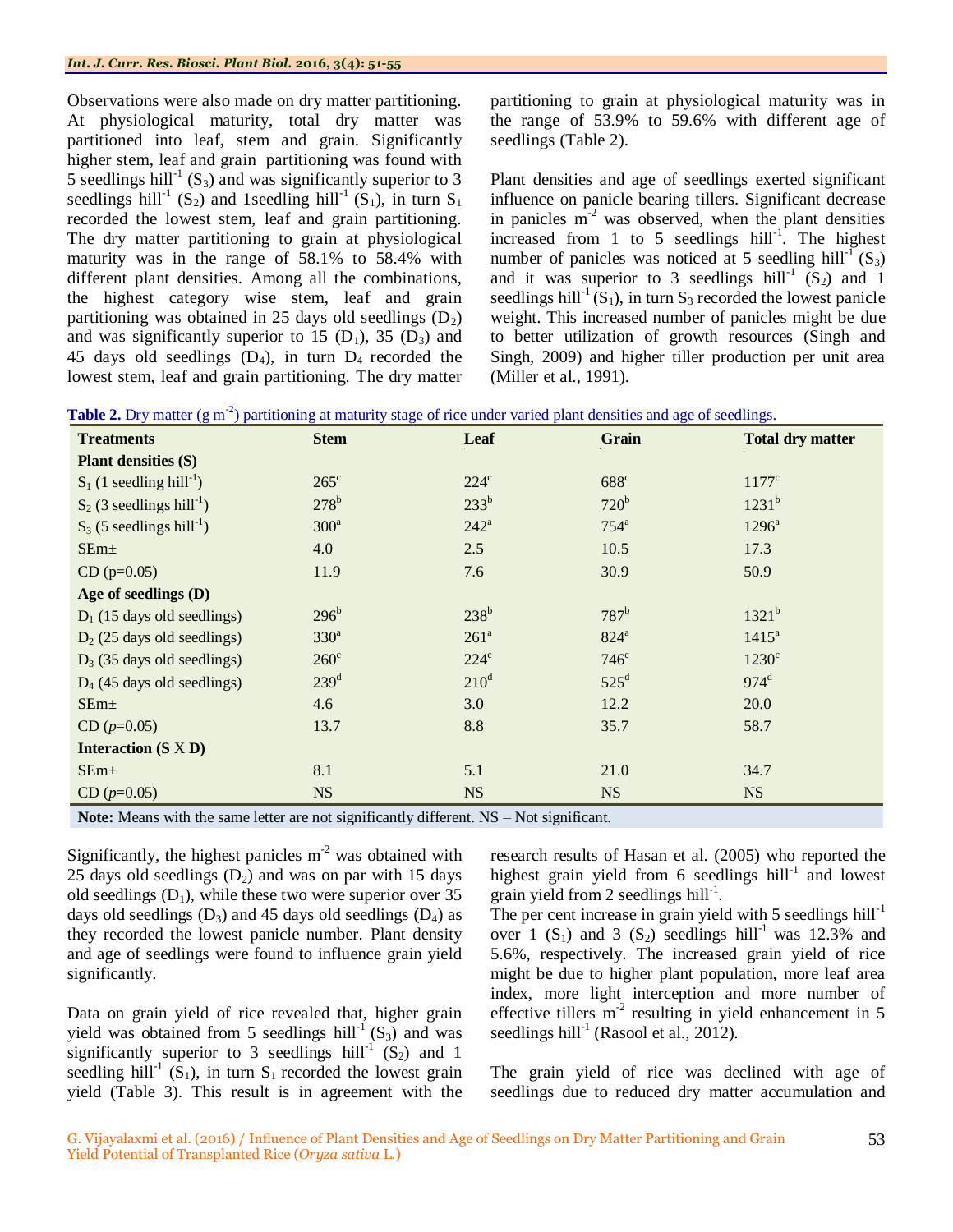Observations were also made on dry matter partitioning. At physiological maturity, total dry matter was partitioned into leaf, stem and grain. Significantly higher stem, leaf and grain partitioning was found with 5 seedlings hill$^{-1}$ ($S_3$) and was significantly superior to 3 seedlings hill$^{-1}$ ($S_2$) and 1seedling hill$^{-1}$ ($S_1$), in turn $S_1$ recorded the lowest stem, leaf and grain partitioning. The dry matter partitioning to grain at physiological maturity was in the range of 58.1% to 58.4% with different plant densities. Among all the combinations, the highest category wise stem, leaf and grain partitioning was obtained in 25 days old seedlings ($D_2$) and was significantly superior to 15 ($D_1$), 35 ($D_3$) and 45 days old seedlings ($D_4$), in turn $D_4$ recorded the lowest stem, leaf and grain partitioning. The dry matter partitioning to grain at physiological maturity was in the range of 53.9% to 59.6% with different age of seedlings (Table 2).

Plant densities and age of seedlings exerted significant influence on panicle bearing tillers. Significant decrease in panicles m$^{-2}$ was observed, when the plant densities increased from 1 to 5 seedlings hill$^{-1}$. The highest number of panicles was noticed at 5 seedling hill$^{-1}$ ($S_3$) and it was superior to 3 seedlings hill$^{-1}$ ($S_2$) and 1 seedlings hill$^{-1}$ ($S_1$), in turn $S_3$ recorded the lowest panicle weight. This increased number of panicles might be due to better utilization of growth resources (Singh and Singh, 2009) and higher tiller production per unit area (Miller et al., 1991).

**Table 2.** Dry matter (g m$^{-2}$) partitioning at maturity stage of rice under varied plant densities and age of seedlings.

| Treatments | Stem | Leaf | Grain | Total dry matter |
|---|---|---|---|---|
| **Plant densities (S)** | | | | |
| $S_1$ (1 seedling hill$^{-1}$) | 265$^c$ | 224$^c$ | 688$^c$ | 1177$^c$ |
| $S_2$ (3 seedlings hill$^{-1}$) | 278$^b$ | 233$^b$ | 720$^b$ | 1231$^b$ |
| $S_3$ (5 seedlings hill$^{-1}$) | 300$^a$ | 242$^a$ | 754$^a$ | 1296$^a$ |
| SEm± | 4.0 | 2.5 | 10.5 | 17.3 |
| CD (p=0.05) | 11.9 | 7.6 | 30.9 | 50.9 |
| **Age of seedlings (D)** | | | | |
| $D_1$ (15 days old seedlings) | 296$^b$ | 238$^b$ | 787$^b$ | 1321$^b$ |
| $D_2$ (25 days old seedlings) | 330$^a$ | 261$^a$ | 824$^a$ | 1415$^a$ |
| $D_3$ (35 days old seedlings) | 260$^c$ | 224$^c$ | 746$^c$ | 1230$^c$ |
| $D_4$ (45 days old seedlings) | 239$^d$ | 210$^d$ | 525$^d$ | 974$^d$ |
| SEm± | 4.6 | 3.0 | 12.2 | 20.0 |
| CD ($p$=0.05) | 13.7 | 8.8 | 35.7 | 58.7 |
| **Interaction (S X D)** | | | | |
| SEm± | 8.1 | 5.1 | 21.0 | 34.7 |
| CD ($p$=0.05) | NS | NS | NS | NS |

**Note:** Means with the same letter are not significantly different. NS – Not significant.

Significantly, the highest panicles m$^{-2}$ was obtained with 25 days old seedlings ($D_2$) and was on par with 15 days old seedlings ($D_1$), while these two were superior over 35 days old seedlings ($D_3$) and 45 days old seedlings ($D_4$) as they recorded the lowest panicle number. Plant density and age of seedlings were found to influence grain yield significantly.

Data on grain yield of rice revealed that, higher grain yield was obtained from 5 seedlings hill$^{-1}$ ($S_3$) and was significantly superior to 3 seedlings hill$^{-1}$ ($S_2$) and 1 seedling hill$^{-1}$ ($S_1$), in turn $S_1$ recorded the lowest grain yield (Table 3). This result is in agreement with the research results of Hasan et al. (2005) who reported the highest grain yield from 6 seedlings hill$^{-1}$ and lowest grain yield from 2 seedlings hill$^{-1}$.

The per cent increase in grain yield with 5 seedlings hill$^{-1}$ over 1 ($S_1$) and 3 ($S_2$) seedlings hill$^{-1}$ was 12.3% and 5.6%, respectively. The increased grain yield of rice might be due to higher plant population, more leaf area index, more light interception and more number of effective tillers m$^{-2}$ resulting in yield enhancement in 5 seedlings hill$^{-1}$ (Rasool et al., 2012).

The grain yield of rice was declined with age of seedlings due to reduced dry matter accumulation and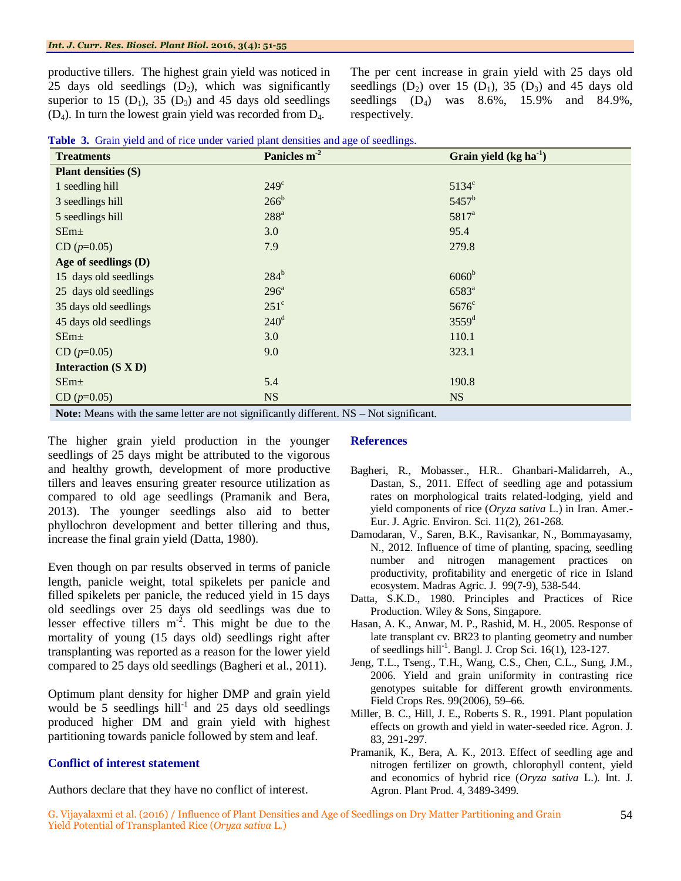productive tillers. The highest grain yield was noticed in 25 days old seedlings ($D_2$), which was significantly superior to 15 ($D_1$), 35 ($D_3$) and 45 days old seedlings ($D_4$). In turn the lowest grain yield was recorded from $D_4$.

The per cent increase in grain yield with 25 days old seedlings ($D_2$) over 15 ($D_1$), 35 ($D_3$) and 45 days old seedlings ($D_4$) was 8.6%, 15.9% and 84.9%, respectively.

**Table 3.** Grain yield and of rice under varied plant densities and age of seedlings.

| Treatments | Panicles $m^{-2}$ | Grain yield (kg $ha^{-1}$) |
|---|---|---|
| **Plant densities (S)** | | |
| 1 seedling hill | $249^c$ | $5134^c$ |
| 3 seedlings hill | $266^b$ | $5457^b$ |
| 5 seedlings hill | $288^a$ | $5817^a$ |
| SEm± | 3.0 | 95.4 |
| CD ($p$=0.05) | 7.9 | 279.8 |
| **Age of seedlings (D)** | | |
| 15 days old seedlings | $284^b$ | $6060^b$ |
| 25 days old seedlings | $296^a$ | $6583^a$ |
| 35 days old seedlings | $251^c$ | $5676^c$ |
| 45 days old seedlings | $240^d$ | $3559^d$ |
| SEm± | 3.0 | 110.1 |
| CD ($p$=0.05) | 9.0 | 323.1 |
| **Interaction (S X D)** | | |
| SEm± | 5.4 | 190.8 |
| CD ($p$=0.05) | NS | NS |

**Note:** Means with the same letter are not significantly different. NS – Not significant.

The higher grain yield production in the younger seedlings of 25 days might be attributed to the vigorous and healthy growth, development of more productive tillers and leaves ensuring greater resource utilization as compared to old age seedlings (Pramanik and Bera, 2013). The younger seedlings also aid to better phyllochron development and better tillering and thus, increase the final grain yield (Datta, 1980).

Even though on par results observed in terms of panicle length, panicle weight, total spikelets per panicle and filled spikelets per panicle, the reduced yield in 15 days old seedlings over 25 days old seedlings was due to lesser effective tillers $m^{-2}$. This might be due to the mortality of young (15 days old) seedlings right after transplanting was reported as a reason for the lower yield compared to 25 days old seedlings (Bagheri et al., 2011).

Optimum plant density for higher DMP and grain yield would be 5 seedlings $hill^{-1}$ and 25 days old seedlings produced higher DM and grain yield with highest partitioning towards panicle followed by stem and leaf.

## Conflict of interest statement

Authors declare that they have no conflict of interest.

## References

Bagheri, R., Mobasser., H.R.. Ghanbari-Malidarreh, A., Dastan, S., 2011. Effect of seedling age and potassium rates on morphological traits related-lodging, yield and yield components of rice (*Oryza sativa* L.) in Iran. Amer.-Eur. J. Agric. Environ. Sci. 11(2), 261-268.

Damodaran, V., Saren, B.K., Ravisankar, N., Bommayasamy, N., 2012. Influence of time of planting, spacing, seedling number and nitrogen management practices on productivity, profitability and energetic of rice in Island ecosystem. Madras Agric. J. 99(7-9), 538-544.

Datta, S.K.D., 1980. Principles and Practices of Rice Production. Wiley & Sons, Singapore.

Hasan, A. K., Anwar, M. P., Rashid, M. H., 2005. Response of late transplant cv. BR23 to planting geometry and number of seedlings $hill^{-1}$. Bangl. J. Crop Sci. 16(1), 123-127.

Jeng, T.L., Tseng., T.H., Wang, C.S., Chen, C.L., Sung, J.M., 2006. Yield and grain uniformity in contrasting rice genotypes suitable for different growth environments. Field Crops Res. 99(2006), 59–66.

Miller, B. C., Hill, J. E., Roberts S. R., 1991. Plant population effects on growth and yield in water-seeded rice. Agron. J. 83, 291-297.

Pramanik, K., Bera, A. K., 2013. Effect of seedling age and nitrogen fertilizer on growth, chlorophyll content, yield and economics of hybrid rice (*Oryza sativa* L.). Int. J. Agron. Plant Prod. 4, 3489-3499.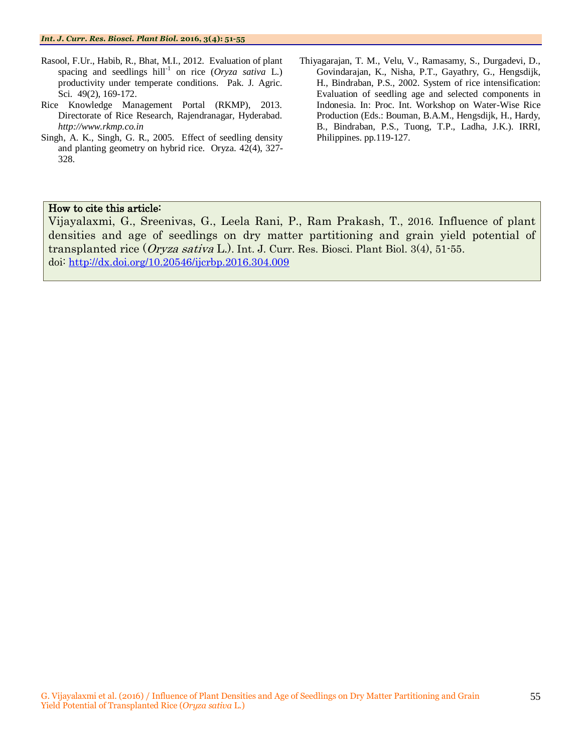Rasool, F.Ur., Habib, R., Bhat, M.I., 2012. Evaluation of plant spacing and seedlings hill$^{-1}$ on rice (*Oryza sativa* L.) productivity under temperate conditions. Pak. J. Agric. Sci. 49(2), 169-172.

Rice Knowledge Management Portal (RKMP), 2013. Directorate of Rice Research, Rajendranagar, Hyderabad. *http://www.rkmp.co.in*

Singh, A. K., Singh, G. R., 2005. Effect of seedling density and planting geometry on hybrid rice. Oryza. 42(4), 327-328.

Thiyagarajan, T. M., Velu, V., Ramasamy, S., Durgadevi, D., Govindarajan, K., Nisha, P.T., Gayathry, G., Hengsdijk, H., Bindraban, P.S., 2002. System of rice intensification: Evaluation of seedling age and selected components in Indonesia. In: Proc. Int. Workshop on Water-Wise Rice Production (Eds.: Bouman, B.A.M., Hengsdijk, H., Hardy, B., Bindraban, P.S., Tuong, T.P., Ladha, J.K.). IRRI, Philippines. pp.119-127.

**How to cite this article:**

Vijayalaxmi, G., Sreenivas, G., Leela Rani, P., Ram Prakash, T., 2016. Influence of plant densities and age of seedlings on dry matter partitioning and grain yield potential of transplanted rice (*Oryza sativa* L.). Int. J. Curr. Res. Biosci. Plant Biol. 3(4), 51-55.
doi: http://dx.doi.org/10.20546/ijcrbp.2016.304.009